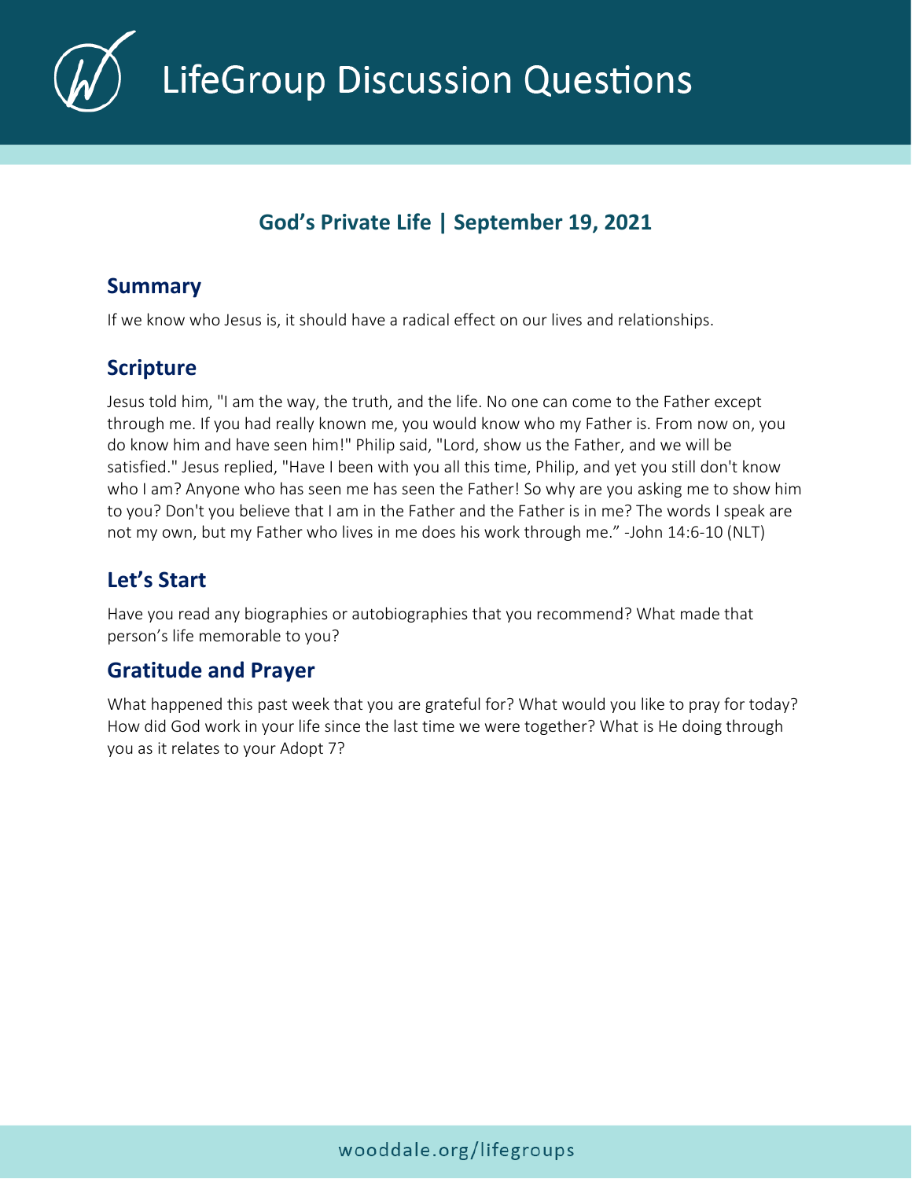# LifeGroup Discussion Questions

## God's Private Life | September 19, 2021

### Summary

If we know who Jesus is, it should have a radical effect on our lives and relationships.

### Scripture

Jesus told him, "I am the way, the truth, and the life. No one can come to the Father except through me. If you had really known me, you would know who my Father is. From now on, you do know him and have seen him!" Philip said, "Lord, show us the Father, and we will be satisfied." Jesus replied, "Have I been with you all this time, Philip, and yet you still don't know who I am? Anyone who has seen me has seen the Father! So why are you asking me to show him to you? Don't you believe that I am in the Father and the Father is in me? The words I speak are not my own, but my Father who lives in me does his work through me." -John 14:6-10 (NLT)

### Let's Start

Have you read any biographies or autobiographies that you recommend? What made that person's life memorable to you?

### Gratitude and Prayer

What happened this past week that you are grateful for? What would you like to pray for today? How did God work in your life since the last time we were together? What is He doing through you as it relates to your Adopt 7?

wooddale.org/lifegroups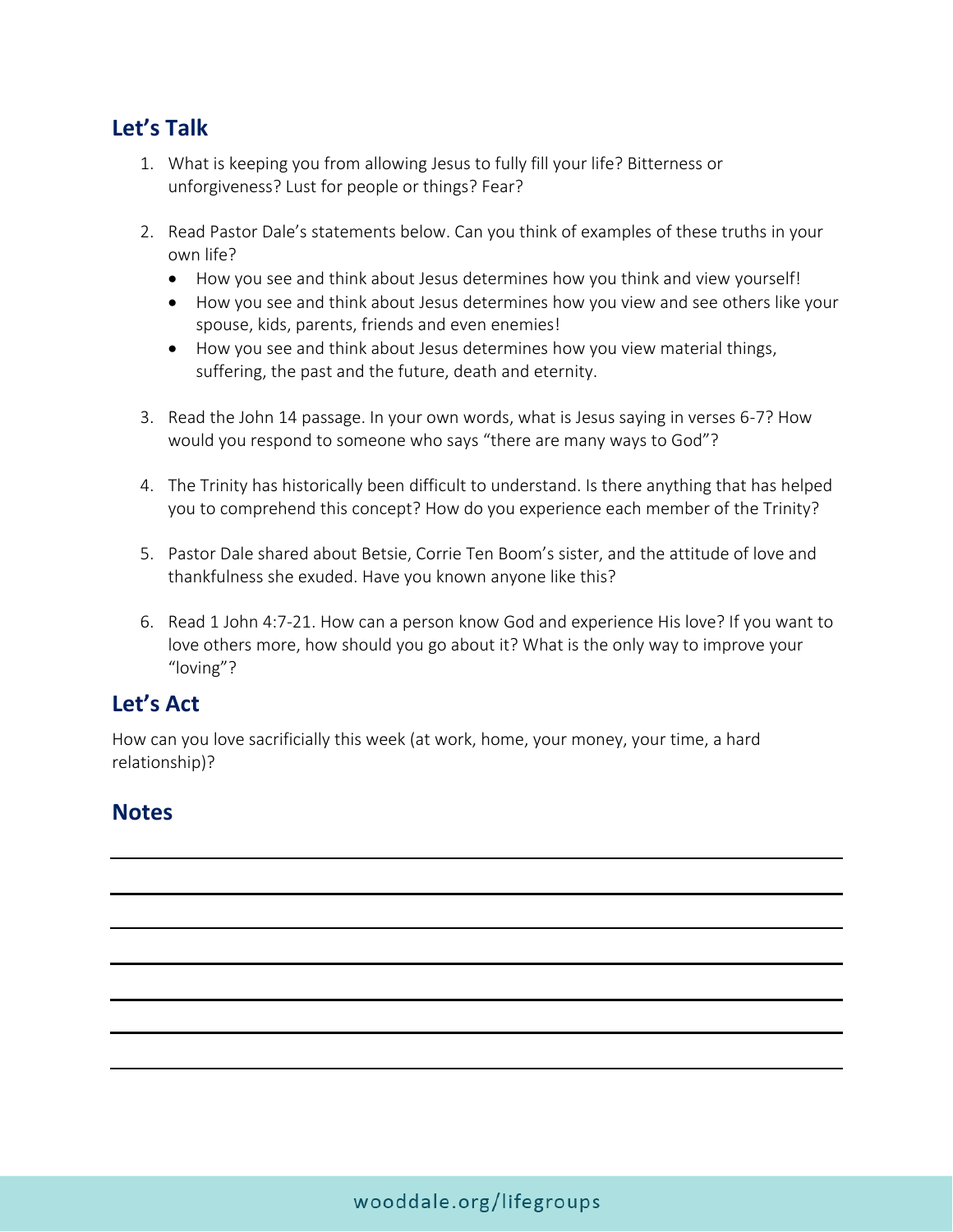## Let's Talk

1. What is keeping you from allowing Jesus to fully fill your life? Bitterness or unforgiveness? Lust for people or things? Fear?

2. Read Pastor Dale's statements below. Can you think of examples of these truths in your own life?
   - How you see and think about Jesus determines how you think and view yourself!
   - How you see and think about Jesus determines how you view and see others like your spouse, kids, parents, friends and even enemies!
   - How you see and think about Jesus determines how you view material things, suffering, the past and the future, death and eternity.

3. Read the John 14 passage. In your own words, what is Jesus saying in verses 6-7? How would you respond to someone who says "there are many ways to God"?

4. The Trinity has historically been difficult to understand. Is there anything that has helped you to comprehend this concept? How do you experience each member of the Trinity?

5. Pastor Dale shared about Betsie, Corrie Ten Boom's sister, and the attitude of love and thankfulness she exuded. Have you known anyone like this?

6. Read 1 John 4:7-21. How can a person know God and experience His love? If you want to love others more, how should you go about it? What is the only way to improve your "loving"?

## Let's Act

How can you love sacrificially this week (at work, home, your money, your time, a hard relationship)?

## Notes

wooddale.org/lifegroups